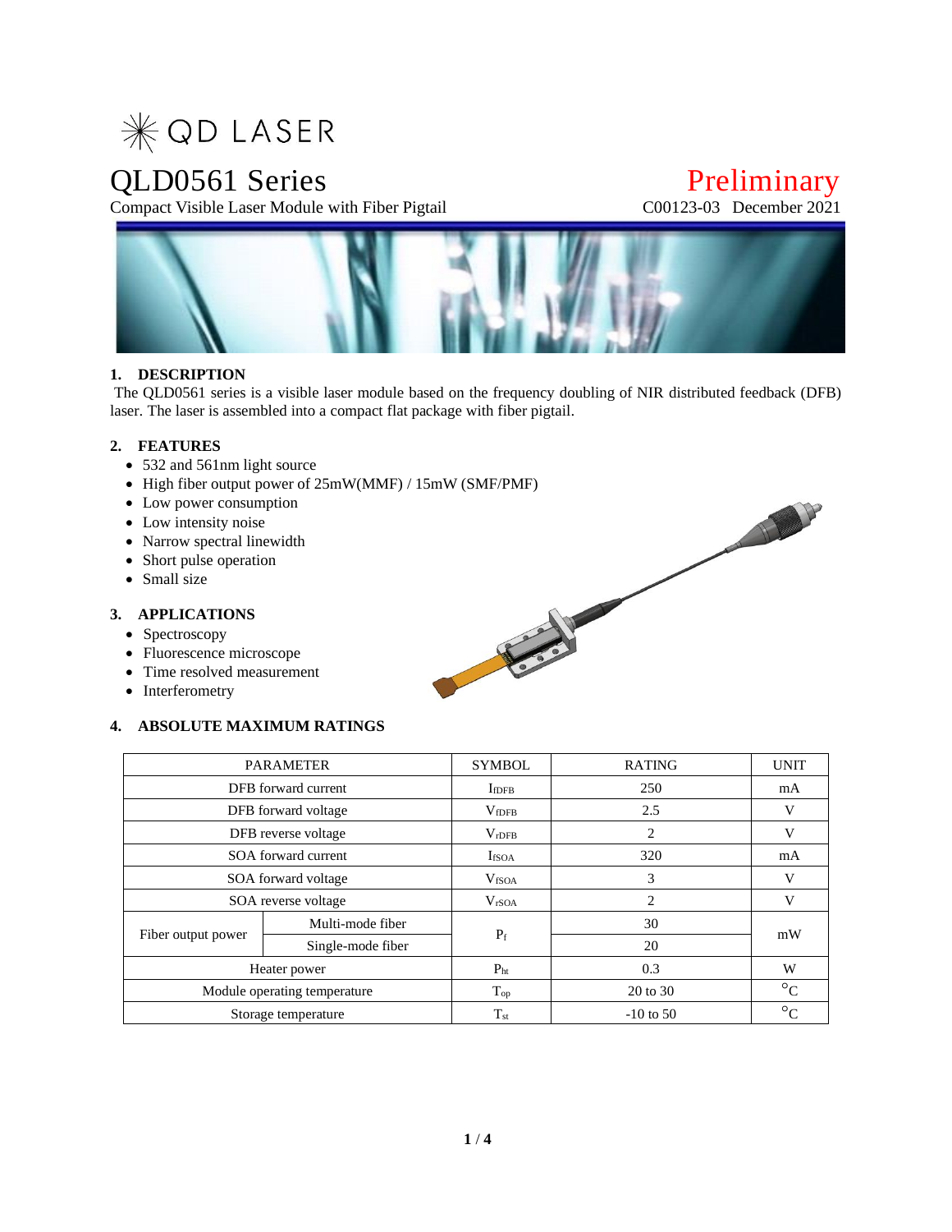QD LASER

# QLD0561 Series

Compact Visible Laser Module with Fiber Pigtail

Preliminary

C00123-03 December 2021

## 1. DESCRIPTION

The QLD0561 series is a visible laser module based on the frequency doubling of NIR distributed feedback (DFB) laser. The laser is assembled into a compact flat package with fiber pigtail.

## 2. FEATURES

- 532 and 561nm light source
- High fiber output power of 25mW(MMF) / 15mW (SMF/PMF)
- Low power consumption
- Low intensity noise
- Narrow spectral linewidth
- Short pulse operation
- Small size

## 3. APPLICATIONS

- Spectroscopy
- Fluorescence microscope
- Time resolved measurement
- Interferometry

## 4. ABSOLUTE MAXIMUM RATINGS

| PARAMETER | | SYMBOL | RATING | UNIT |
|---|---|---|---|---|
| DFB forward current | | $I_{fDFB}$ | 250 | mA |
| DFB forward voltage | | $V_{fDFB}$ | 2.5 | V |
| DFB reverse voltage | | $V_{rDFB}$ | 2 | V |
| SOA forward current | | $I_{fSOA}$ | 320 | mA |
| SOA forward voltage | | $V_{fSOA}$ | 3 | V |
| SOA reverse voltage | | $V_{rSOA}$ | 2 | V |
| Fiber output power | Multi-mode fiber | $P_f$ | 30 | mW |
| | Single-mode fiber | | 20 | |
| Heater power | | $P_{ht}$ | 0.3 | W |
| Module operating temperature | | $T_{op}$ | 20 to 30 | °C |
| Storage temperature | | $T_{st}$ | -10 to 50 | °C |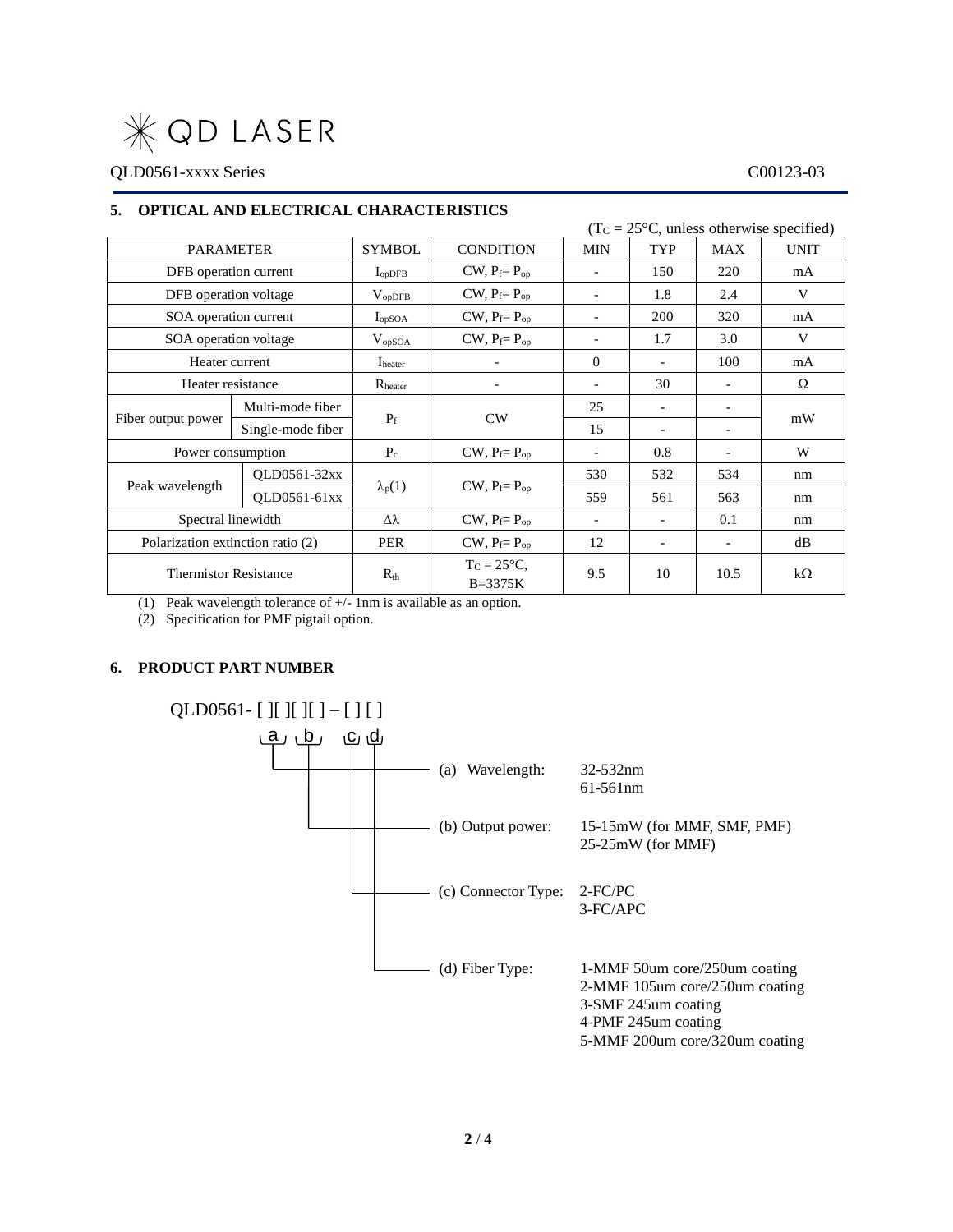## 5. OPTICAL AND ELECTRICAL CHARACTERISTICS

($T_C$ = 25°C, unless otherwise specified)

| PARAMETER | | SYMBOL | CONDITION | MIN | TYP | MAX | UNIT |
|---|---|---|---|---|---|---|---|
| DFB operation current | | $I_{opDFB}$ | CW, $P_f = P_{op}$ | - | 150 | 220 | mA |
| DFB operation voltage | | $V_{opDFB}$ | CW, $P_f = P_{op}$ | - | 1.8 | 2.4 | V |
| SOA operation current | | $I_{opSOA}$ | CW, $P_f = P_{op}$ | - | 200 | 320 | mA |
| SOA operation voltage | | $V_{opSOA}$ | CW, $P_f = P_{op}$ | - | 1.7 | 3.0 | V |
| Heater current | | $I_{heater}$ | - | 0 | - | 100 | mA |
| Heater resistance | | $R_{heater}$ | - | - | 30 | - | Ω |
| Fiber output power | Multi-mode fiber | $P_f$ | CW | 25 | - | - | mW |
| | Single-mode fiber | | | 15 | - | - | |
| Power consumption | | $P_c$ | CW, $P_f = P_{op}$ | - | 0.8 | - | W |
| Peak wavelength | QLD0561-32xx | $\lambda_p$(1) | CW, $P_f = P_{op}$ | 530 | 532 | 534 | nm |
| | QLD0561-61xx | | | 559 | 561 | 563 | nm |
| Spectral linewidth | | $\Delta\lambda$ | CW, $P_f = P_{op}$ | - | - | 0.1 | nm |
| Polarization extinction ratio (2) | | PER | CW, $P_f = P_{op}$ | 12 | - | - | dB |
| Thermistor Resistance | | $R_{th}$ | $T_C$ = 25°C, B=3375K | 9.5 | 10 | 10.5 | kΩ |

(1) Peak wavelength tolerance of +/- 1nm is available as an option.
(2) Specification for PMF pigtail option.

## 6. PRODUCT PART NUMBER

QLD0561- [ ][ ][ ][ ] – [ ] [ ]

a b c d

- (a) Wavelength: 32-532nm
  61-561nm
- (b) Output power: 15-15mW (for MMF, SMF, PMF)
  25-25mW (for MMF)
- (c) Connector Type: 2-FC/PC
  3-FC/APC
- (d) Fiber Type: 1-MMF 50um core/250um coating
  2-MMF 105um core/250um coating
  3-SMF 245um coating
  4-PMF 245um coating
  5-MMF 200um core/320um coating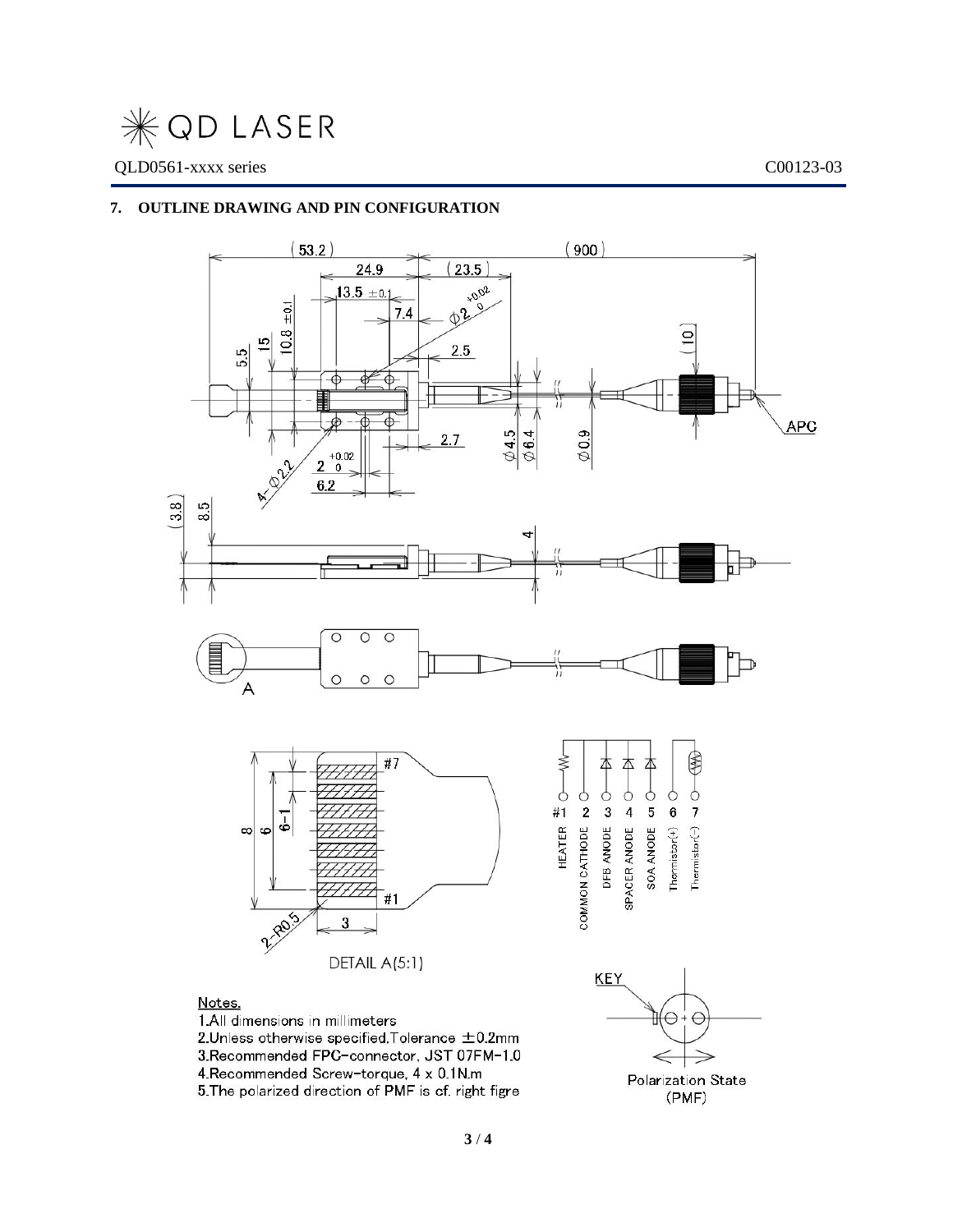## 7. OUTLINE DRAWING AND PIN CONFIGURATION

| Pin | Function |
|---|---|
| #1 | HEATER |
| 2 | COMMON CATHODE |
| 3 | DFB ANODE |
| 4 | SPACER ANODE |
| 5 | SOA ANODE |
| 6 | Thermistor(+) |
| 7 | Thermistor(-) |

DETAIL A(5:1)

Polarization State (PMF)

Notes.

1.All dimensions in millimeters
2.Unless otherwise specified.Tolerance ±0.2mm
3.Recommended FPC-connector. JST 07FM-1.0
4.Recommended Screw-torque, 4 x 0.1N.m
5.The polarized direction of PMF is cf. right figre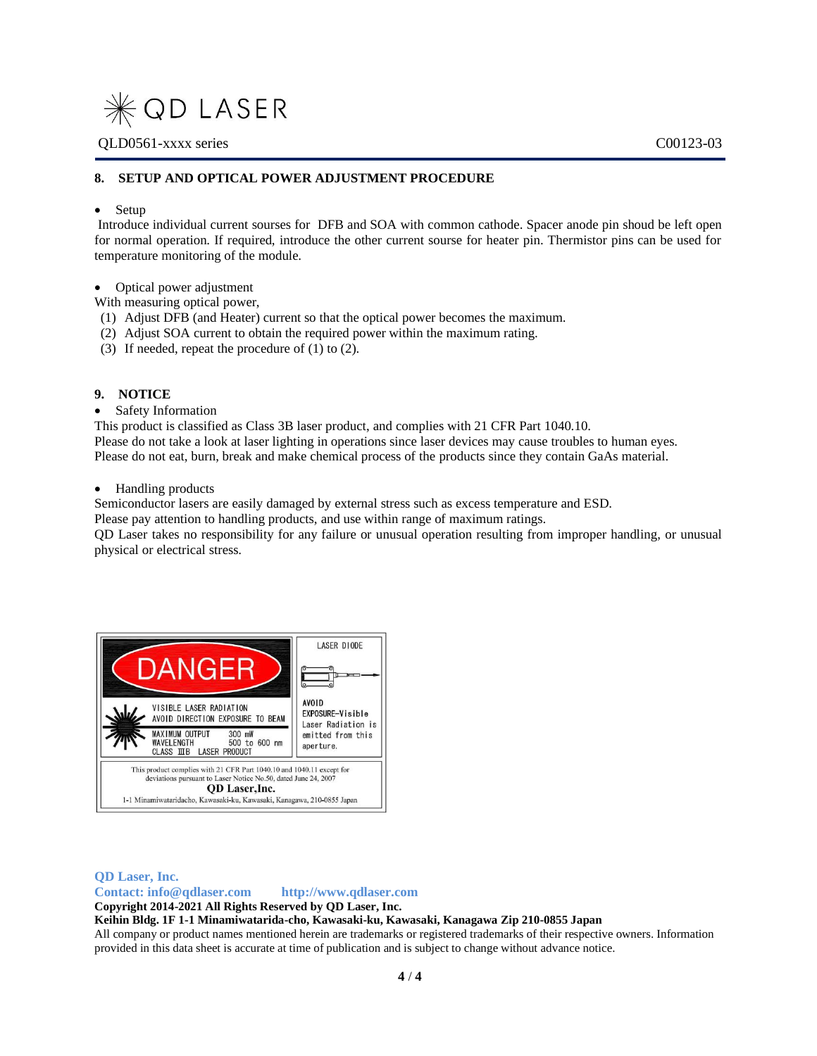## 8. SETUP AND OPTICAL POWER ADJUSTMENT PROCEDURE

- Setup

Introduce individual current sourses for DFB and SOA with common cathode. Spacer anode pin shoud be left open for normal operation. If required, introduce the other current sourse for heater pin. Thermistor pins can be used for temperature monitoring of the module.

- Optical power adjustment

With measuring optical power,

(1) Adjust DFB (and Heater) current so that the optical power becomes the maximum.
(2) Adjust SOA current to obtain the required power within the maximum rating.
(3) If needed, repeat the procedure of (1) to (2).

## 9. NOTICE

- Safety Information

This product is classified as Class 3B laser product, and complies with 21 CFR Part 1040.10.
Please do not take a look at laser lighting in operations since laser devices may cause troubles to human eyes.
Please do not eat, burn, break and make chemical process of the products since they contain GaAs material.

- Handling products

Semiconductor lasers are easily damaged by external stress such as excess temperature and ESD.
Please pay attention to handling products, and use within range of maximum ratings.
QD Laser takes no responsibility for any failure or unusual operation resulting from improper handling, or unusual physical or electrical stress.

DANGER

VISIBLE LASER RADIATION
AVOID DIRECTION EXPOSURE TO BEAM

MAXIMUM OUTPUT 300 mW
WAVELENGTH 500 to 600 nm
CLASS IIIB LASER PRODUCT

LASER DIODE

AVOID
EXPOSURE–Visible
Laser Radiation is
emitted from this
aperture.

This product complies with 21 CFR Part 1040.10 and 1040.11 except for deviations pursuant to Laser Notice No.50, dated June 24, 2007

**QD Laser,Inc.**

1-1 Minamiwataridacho, Kawasaki-ku, Kawasaki, Kanagawa, 210-0855 Japan

**QD Laser, Inc.**
**Contact: info@qdlaser.com http://www.qdlaser.com**
**Copyright 2014-2021 All Rights Reserved by QD Laser, Inc.**
**Keihin Bldg. 1F 1-1 Minamiwatarida-cho, Kawasaki-ku, Kawasaki, Kanagawa Zip 210-0855 Japan**
All company or product names mentioned herein are trademarks or registered trademarks of their respective owners. Information provided in this data sheet is accurate at time of publication and is subject to change without advance notice.